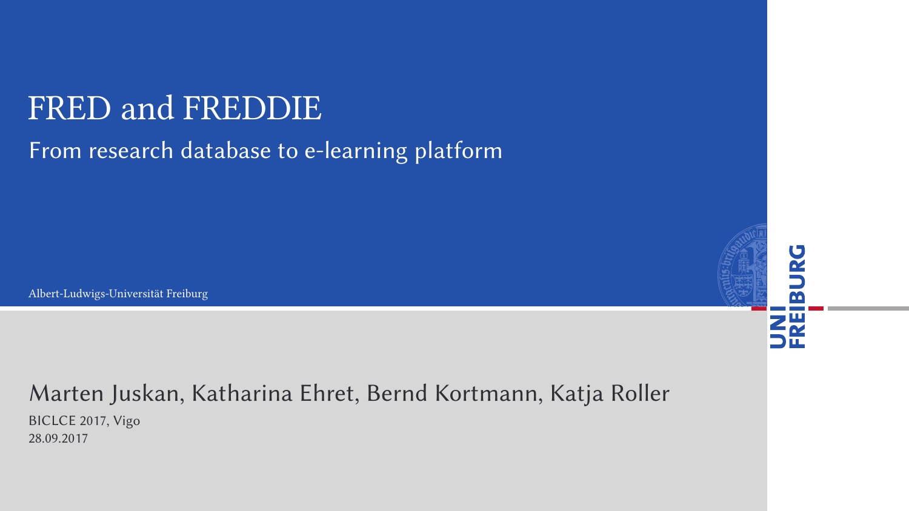# FRED and FREDDIE

## From research database to e-learning platform

Albert-Ludwigs-Universität Freiburg

UNI FREIBURG

Marten Juskan, Katharina Ehret, Bernd Kortmann, Katja Roller

BICLCE 2017, Vigo

28.09.2017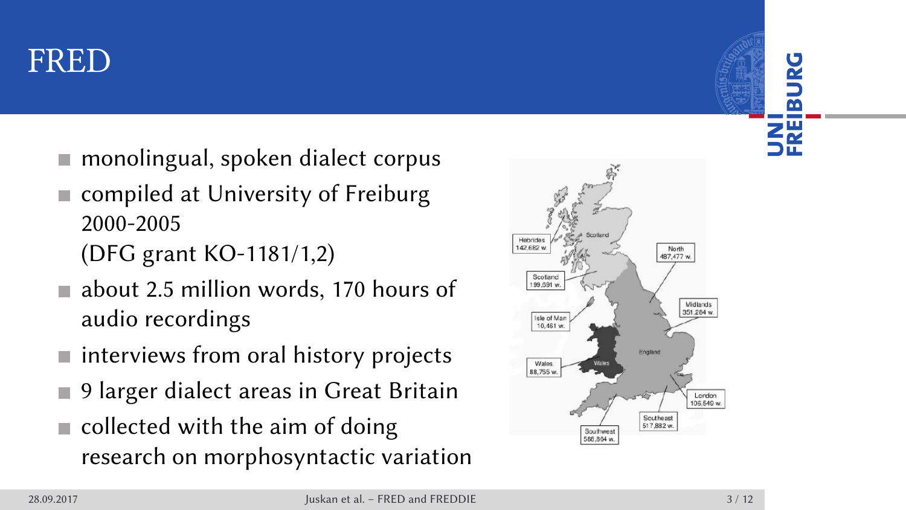# FRED

- monolingual, spoken dialect corpus
- compiled at University of Freiburg 2000-2005 (DFG grant KO-1181/1,2)
- about 2.5 million words, 170 hours of audio recordings
- interviews from oral history projects
- 9 larger dialect areas in Great Britain
- collected with the aim of doing research on morphosyntactic variation

| Area | Words |
|---|---|
| Hebrides | 142,682 w. |
| Scotland | 199,691 w. |
| North | 487,477 w. |
| Midlands | 351,284 w. |
| Isle of Man | 10,461 w. |
| Wales | 88,755 w. |
| London | 106,549 w. |
| Southeast | 517,882 w. |
| Southwest | 566,864 w. |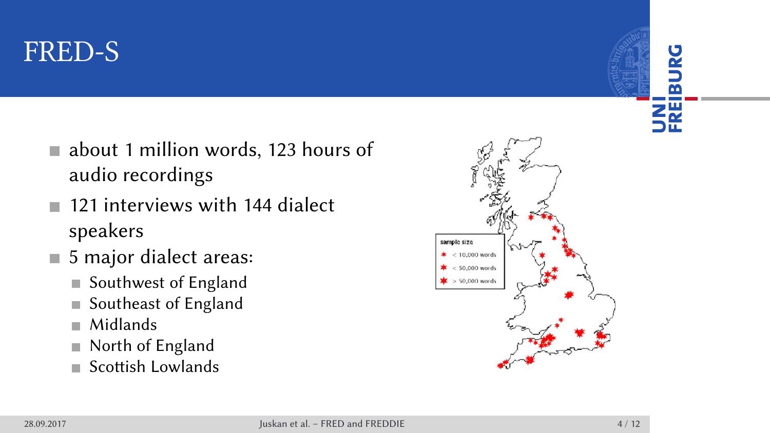# FRED-S

- about 1 million words, 123 hours of audio recordings
- 121 interviews with 144 dialect speakers
- 5 major dialect areas:
  - Southwest of England
  - Southeast of England
  - Midlands
  - North of England
  - Scottish Lowlands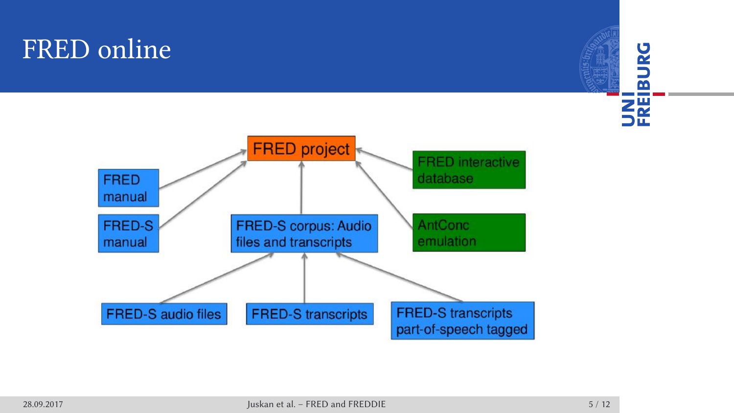# FRED online

FRED project

FRED manual

FRED-S manual

FRED-S corpus: Audio files and transcripts

FRED interactive database

AntConc emulation

FRED-S audio files

FRED-S transcripts

FRED-S transcripts part-of-speech tagged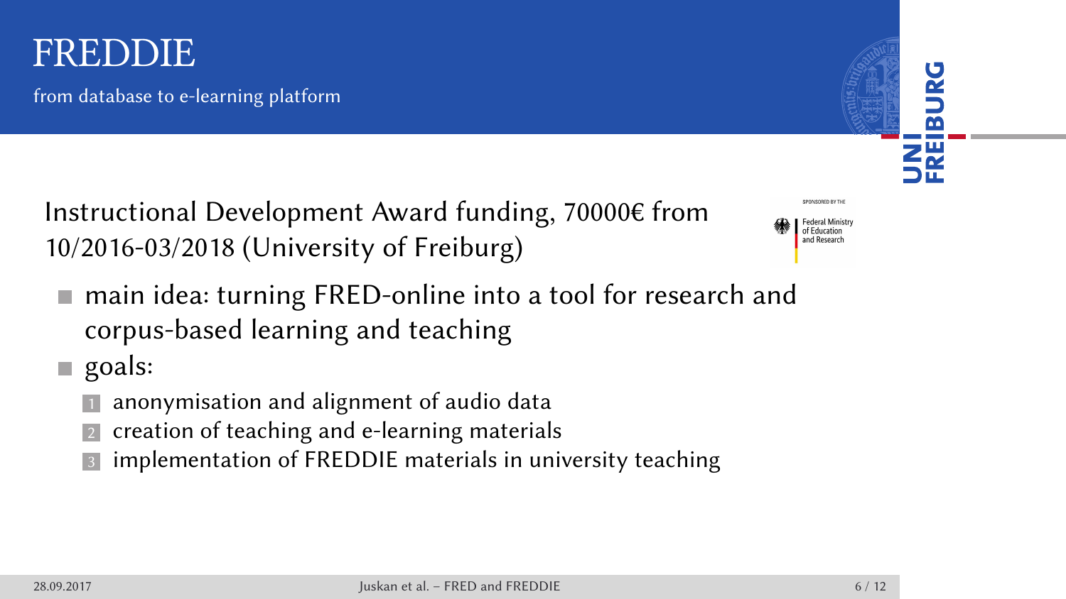# FREDDIE

from database to e-learning platform

Instructional Development Award funding, 70000€ from 10/2016-03/2018 (University of Freiburg)

SPONSORED BY THE Federal Ministry of Education and Research

- main idea: turning FRED-online into a tool for research and corpus-based learning and teaching
- goals:
  1. anonymisation and alignment of audio data
  2. creation of teaching and e-learning materials
  3. implementation of FREDDIE materials in university teaching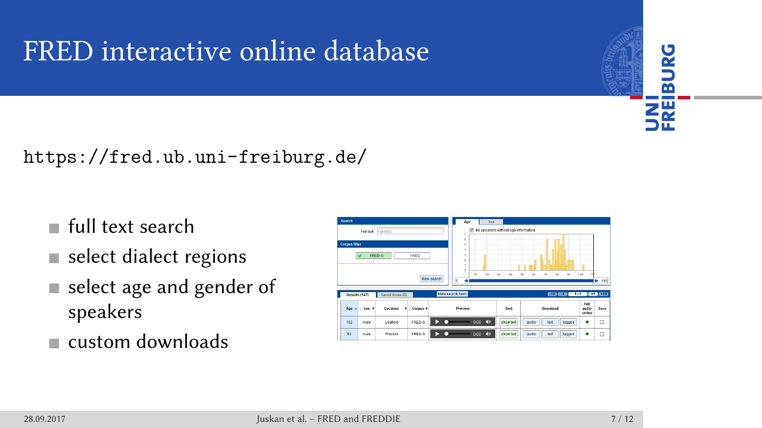# FRED interactive online database

https://fred.ub.uni-freiburg.de/

- full text search
- select dialect regions
- select age and gender of speakers
- custom downloads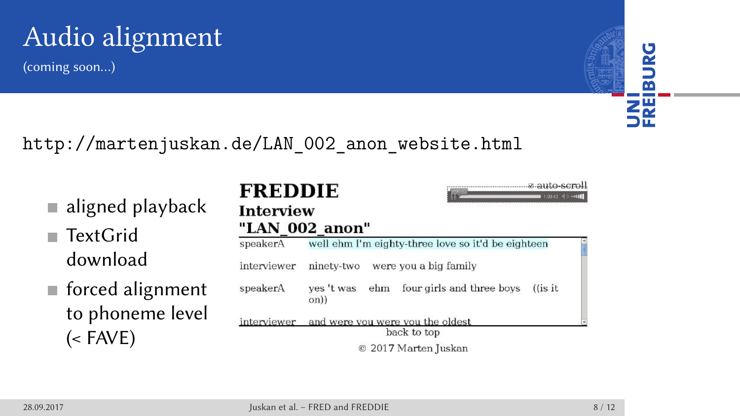# Audio alignment

(coming soon...)

http://martenjuskan.de/LAN_002_anon_website.html

- aligned playback
- TextGrid download
- forced alignment to phoneme level (< FAVE)

**FREDDIE**

**Interview**

**"LAN_002_anon"**

auto-scroll

| | |
|---|---|
| speakerA | well ehm I'm eighty-three love so it'd be eighteen |
| interviewer | ninety-two were you a big family |
| speakerA | yes 't was ehm four girls and three boys ((is it on)) |
| interviewer | and were you were you the oldest |

back to top

© 2017 Marten Juskan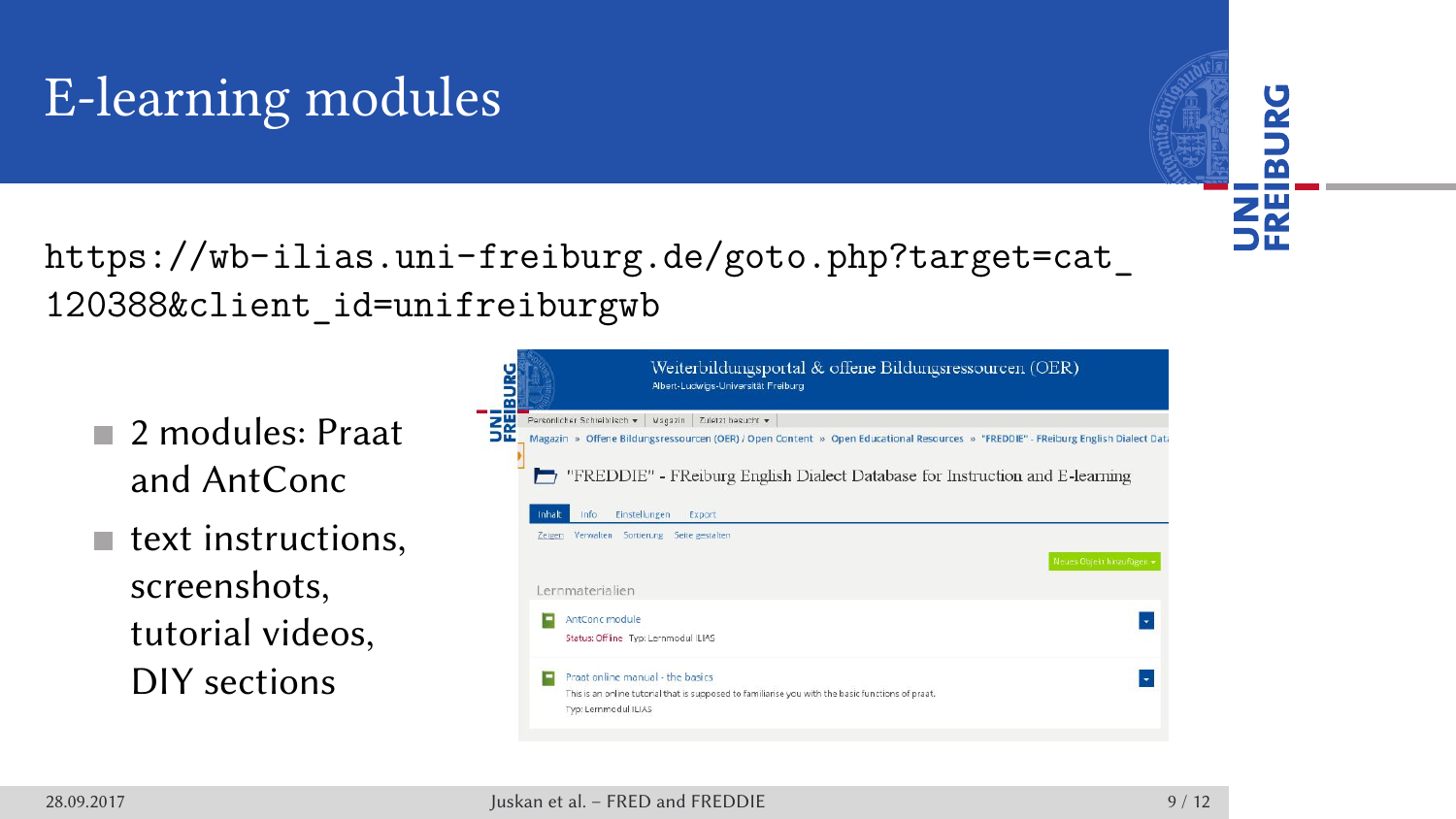# E-learning modules

https://wb-ilias.uni-freiburg.de/goto.php?target=cat_120388&client_id=unifreiburgwb

- 2 modules: Praat and AntConc
- text instructions, screenshots, tutorial videos, DIY sections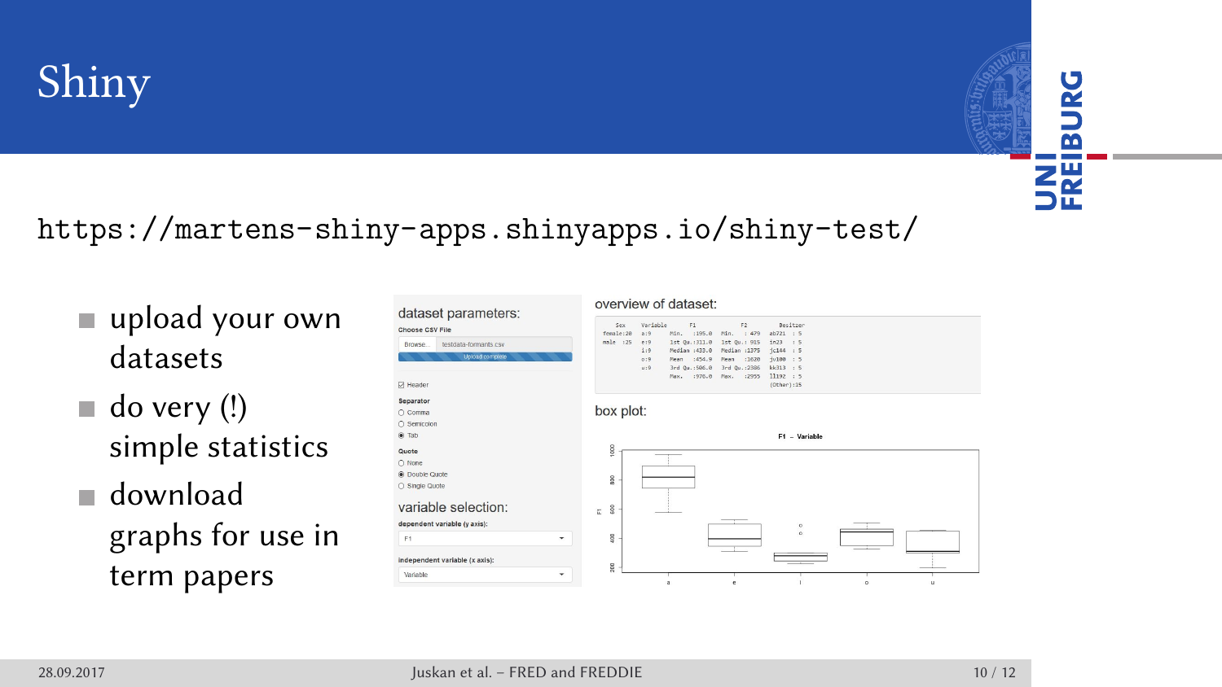# Shiny

https://martens-shiny-apps.shinyapps.io/shiny-test/

- upload your own datasets
- do very (!) simple statistics
- download graphs for use in term papers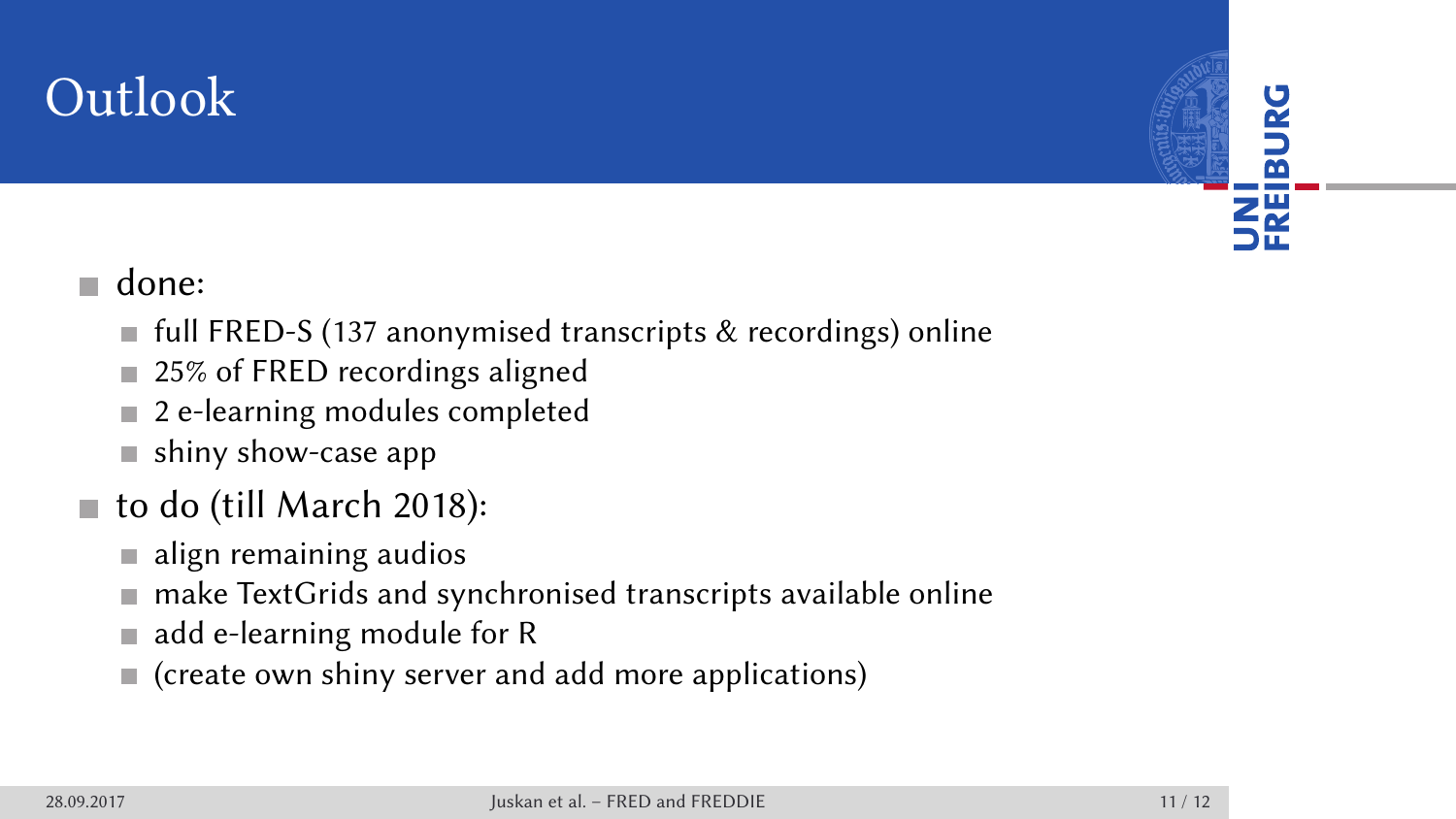# Outlook

- done:
  - full FRED-S (137 anonymised transcripts & recordings) online
  - 25% of FRED recordings aligned
  - 2 e-learning modules completed
  - shiny show-case app
- to do (till March 2018):
  - align remaining audios
  - make TextGrids and synchronised transcripts available online
  - add e-learning module for R
  - (create own shiny server and add more applications)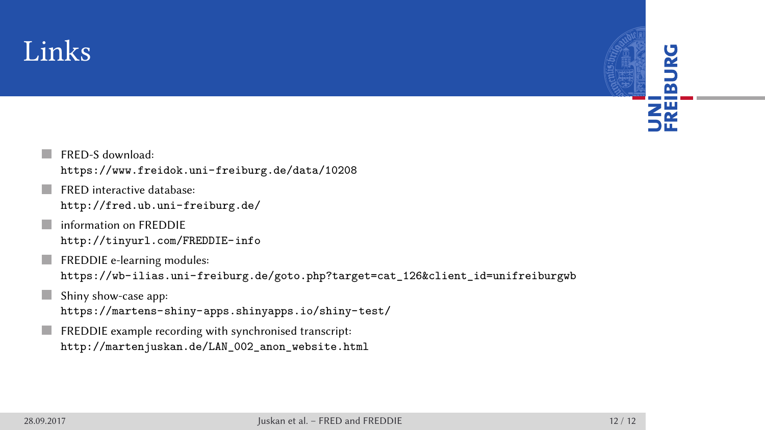# Links

- FRED-S download:
  https://www.freidok.uni-freiburg.de/data/10208
- FRED interactive database:
  http://fred.ub.uni-freiburg.de/
- information on FREDDIE
  http://tinyurl.com/FREDDIE-info
- FREDDIE e-learning modules:
  https://wb-ilias.uni-freiburg.de/goto.php?target=cat_126&client_id=unifreiburgwb
- Shiny show-case app:
  https://martens-shiny-apps.shinyapps.io/shiny-test/
- FREDDIE example recording with synchronised transcript:
  http://martenjuskan.de/LAN_002_anon_website.html